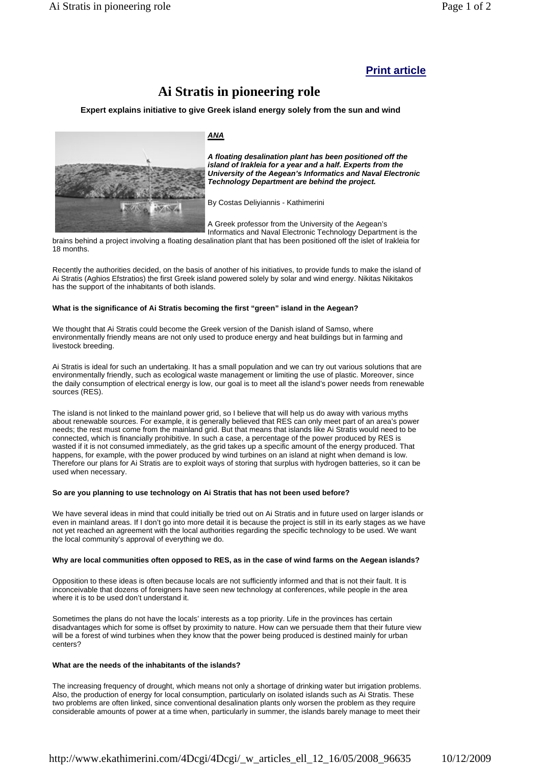**Print article**

# Ai Stratis in pioneering role

**Expert explains initiative to give Greek island energy solely from the sun and wind**

***ANA***

***A floating desalination plant has been positioned off the island of Irakleia for a year and a half. Experts from the University of the Aegean's Informatics and Naval Electronic Technology Department are behind the project.***

By Costas Deliyiannis - Kathimerini

A Greek professor from the University of the Aegean's Informatics and Naval Electronic Technology Department is the brains behind a project involving a floating desalination plant that has been positioned off the islet of Irakleia for 18 months.

Recently the authorities decided, on the basis of another of his initiatives, to provide funds to make the island of Ai Stratis (Aghios Efstratios) the first Greek island powered solely by solar and wind energy. Nikitas Nikitakos has the support of the inhabitants of both islands.

**What is the significance of Ai Stratis becoming the first "green" island in the Aegean?**

We thought that Ai Stratis could become the Greek version of the Danish island of Samso, where environmentally friendly means are not only used to produce energy and heat buildings but in farming and livestock breeding.

Ai Stratis is ideal for such an undertaking. It has a small population and we can try out various solutions that are environmentally friendly, such as ecological waste management or limiting the use of plastic. Moreover, since the daily consumption of electrical energy is low, our goal is to meet all the island's power needs from renewable sources (RES).

The island is not linked to the mainland power grid, so I believe that will help us do away with various myths about renewable sources. For example, it is generally believed that RES can only meet part of an area's power needs; the rest must come from the mainland grid. But that means that islands like Ai Stratis would need to be connected, which is financially prohibitive. In such a case, a percentage of the power produced by RES is wasted if it is not consumed immediately, as the grid takes up a specific amount of the energy produced. That happens, for example, with the power produced by wind turbines on an island at night when demand is low. Therefore our plans for Ai Stratis are to exploit ways of storing that surplus with hydrogen batteries, so it can be used when necessary.

**So are you planning to use technology on Ai Stratis that has not been used before?**

We have several ideas in mind that could initially be tried out on Ai Stratis and in future used on larger islands or even in mainland areas. If I don't go into more detail it is because the project is still in its early stages as we have not yet reached an agreement with the local authorities regarding the specific technology to be used. We want the local community's approval of everything we do.

**Why are local communities often opposed to RES, as in the case of wind farms on the Aegean islands?**

Opposition to these ideas is often because locals are not sufficiently informed and that is not their fault. It is inconceivable that dozens of foreigners have seen new technology at conferences, while people in the area where it is to be used don't understand it.

Sometimes the plans do not have the locals' interests as a top priority. Life in the provinces has certain disadvantages which for some is offset by proximity to nature. How can we persuade them that their future view will be a forest of wind turbines when they know that the power being produced is destined mainly for urban centers?

**What are the needs of the inhabitants of the islands?**

The increasing frequency of drought, which means not only a shortage of drinking water but irrigation problems. Also, the production of energy for local consumption, particularly on isolated islands such as Ai Stratis. These two problems are often linked, since conventional desalination plants only worsen the problem as they require considerable amounts of power at a time when, particularly in summer, the islands barely manage to meet their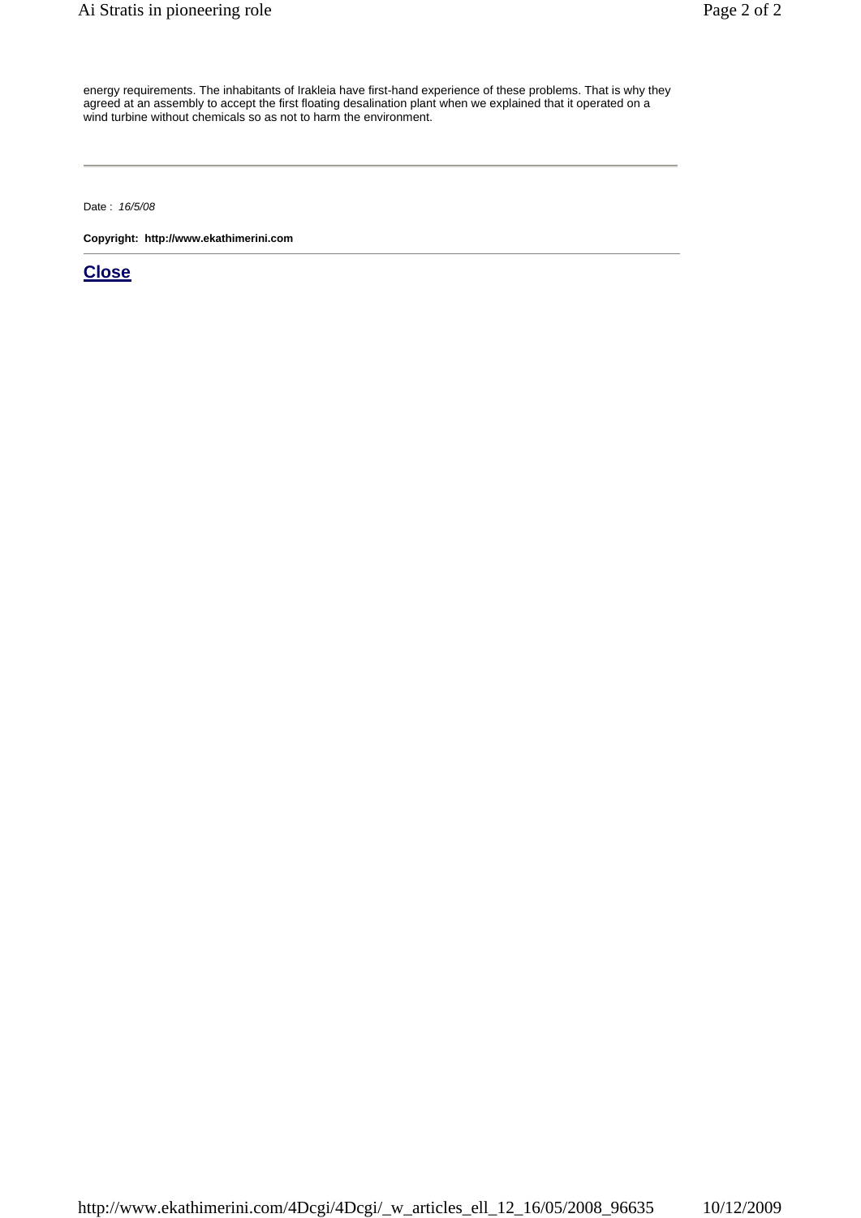energy requirements. The inhabitants of Irakleia have first-hand experience of these problems. That is why they agreed at an assembly to accept the first floating desalination plant when we explained that it operated on a wind turbine without chemicals so as not to harm the environment.

---

Date : *16/5/08*

**Copyright: http://www.ekathimerini.com**

---

**Close**